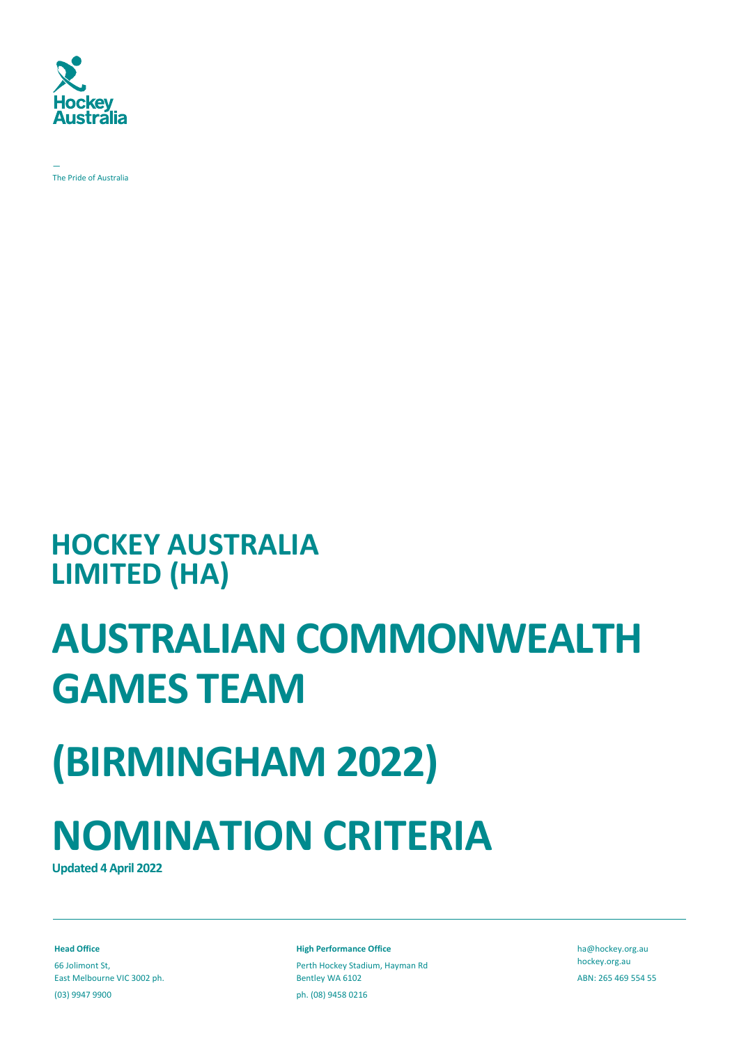Hockey Australia

—
The Pride of Australia

# HOCKEY AUSTRALIA LIMITED (HA)

# AUSTRALIAN COMMONWEALTH GAMES TEAM

# (BIRMINGHAM 2022)

# NOMINATION CRITERIA

**Updated 4 April 2022**

---

**Head Office**

66 Jolimont St,
East Melbourne VIC 3002 ph.
(03) 9947 9900

**High Performance Office**

Perth Hockey Stadium, Hayman Rd
Bentley WA 6102
ph. (08) 9458 0216

ha@hockey.org.au
hockey.org.au
ABN: 265 469 554 55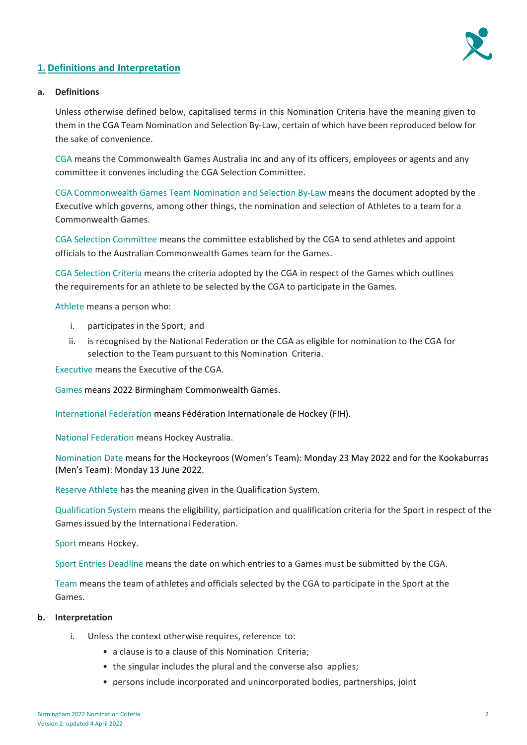## 1. Definitions and Interpretation

### a. Definitions

Unless otherwise defined below, capitalised terms in this Nomination Criteria have the meaning given to them in the CGA Team Nomination and Selection By-Law, certain of which have been reproduced below for the sake of convenience.

CGA means the Commonwealth Games Australia Inc and any of its officers, employees or agents and any committee it convenes including the CGA Selection Committee.

CGA Commonwealth Games Team Nomination and Selection By-Law means the document adopted by the Executive which governs, among other things, the nomination and selection of Athletes to a team for a Commonwealth Games.

CGA Selection Committee means the committee established by the CGA to send athletes and appoint officials to the Australian Commonwealth Games team for the Games.

CGA Selection Criteria means the criteria adopted by the CGA in respect of the Games which outlines the requirements for an athlete to be selected by the CGA to participate in the Games.

Athlete means a person who:

i. participates in the Sport; and
ii. is recognised by the National Federation or the CGA as eligible for nomination to the CGA for selection to the Team pursuant to this Nomination Criteria.

Executive means the Executive of the CGA.

Games means 2022 Birmingham Commonwealth Games.

International Federation means Fédération Internationale de Hockey (FIH).

National Federation means Hockey Australia.

Nomination Date means for the Hockeyroos (Women's Team): Monday 23 May 2022 and for the Kookaburras (Men's Team): Monday 13 June 2022.

Reserve Athlete has the meaning given in the Qualification System.

Qualification System means the eligibility, participation and qualification criteria for the Sport in respect of the Games issued by the International Federation.

Sport means Hockey.

Sport Entries Deadline means the date on which entries to a Games must be submitted by the CGA.

Team means the team of athletes and officials selected by the CGA to participate in the Sport at the Games.

### b. Interpretation

i. Unless the context otherwise requires, reference to:
   - a clause is to a clause of this Nomination Criteria;
   - the singular includes the plural and the converse also applies;
   - persons include incorporated and unincorporated bodies, partnerships, joint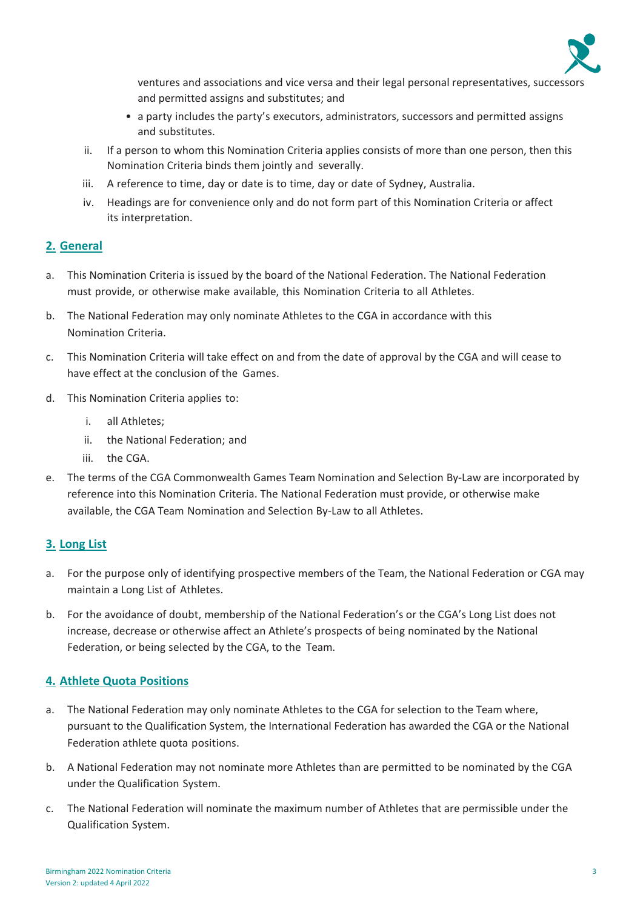ventures and associations and vice versa and their legal personal representatives, successors and permitted assigns and substitutes; and

- a party includes the party's executors, administrators, successors and permitted assigns and substitutes.

ii. If a person to whom this Nomination Criteria applies consists of more than one person, then this Nomination Criteria binds them jointly and severally.

iii. A reference to time, day or date is to time, day or date of Sydney, Australia.

iv. Headings are for convenience only and do not form part of this Nomination Criteria or affect its interpretation.

## 2. General

a. This Nomination Criteria is issued by the board of the National Federation. The National Federation must provide, or otherwise make available, this Nomination Criteria to all Athletes.

b. The National Federation may only nominate Athletes to the CGA in accordance with this Nomination Criteria.

c. This Nomination Criteria will take effect on and from the date of approval by the CGA and will cease to have effect at the conclusion of the Games.

d. This Nomination Criteria applies to:

   i. all Athletes;

   ii. the National Federation; and

   iii. the CGA.

e. The terms of the CGA Commonwealth Games Team Nomination and Selection By-Law are incorporated by reference into this Nomination Criteria. The National Federation must provide, or otherwise make available, the CGA Team Nomination and Selection By-Law to all Athletes.

## 3. Long List

a. For the purpose only of identifying prospective members of the Team, the National Federation or CGA may maintain a Long List of Athletes.

b. For the avoidance of doubt, membership of the National Federation's or the CGA's Long List does not increase, decrease or otherwise affect an Athlete's prospects of being nominated by the National Federation, or being selected by the CGA, to the Team.

## 4. Athlete Quota Positions

a. The National Federation may only nominate Athletes to the CGA for selection to the Team where, pursuant to the Qualification System, the International Federation has awarded the CGA or the National Federation athlete quota positions.

b. A National Federation may not nominate more Athletes than are permitted to be nominated by the CGA under the Qualification System.

c. The National Federation will nominate the maximum number of Athletes that are permissible under the Qualification System.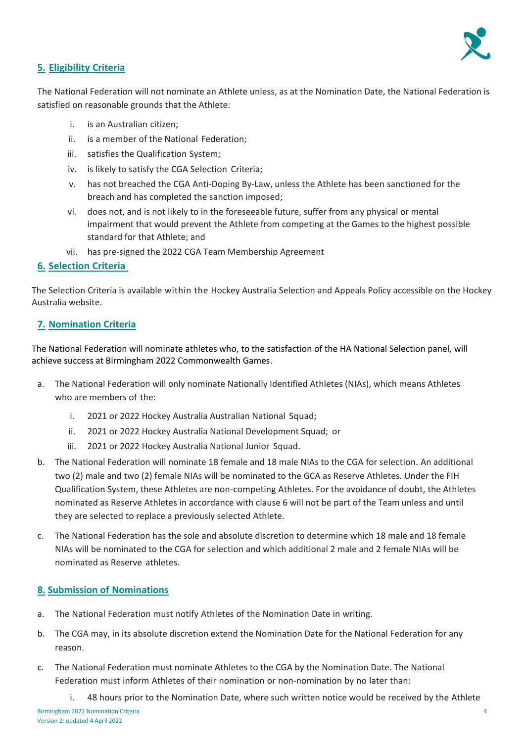## 5. Eligibility Criteria

The National Federation will not nominate an Athlete unless, as at the Nomination Date, the National Federation is satisfied on reasonable grounds that the Athlete:

i. is an Australian citizen;
ii. is a member of the National Federation;
iii. satisfies the Qualification System;
iv. is likely to satisfy the CGA Selection Criteria;
v. has not breached the CGA Anti-Doping By-Law, unless the Athlete has been sanctioned for the breach and has completed the sanction imposed;
vi. does not, and is not likely to in the foreseeable future, suffer from any physical or mental impairment that would prevent the Athlete from competing at the Games to the highest possible standard for that Athlete; and
vii. has pre-signed the 2022 CGA Team Membership Agreement

## 6. Selection Criteria

The Selection Criteria is available within the Hockey Australia Selection and Appeals Policy accessible on the Hockey Australia website.

## 7. Nomination Criteria

The National Federation will nominate athletes who, to the satisfaction of the HA National Selection panel, will achieve success at Birmingham 2022 Commonwealth Games.

a. The National Federation will only nominate Nationally Identified Athletes (NIAs), which means Athletes who are members of the:

   i. 2021 or 2022 Hockey Australia Australian National Squad;
   ii. 2021 or 2022 Hockey Australia National Development Squad; or
   iii. 2021 or 2022 Hockey Australia National Junior Squad.

b. The National Federation will nominate 18 female and 18 male NIAs to the CGA for selection. An additional two (2) male and two (2) female NIAs will be nominated to the GCA as Reserve Athletes. Under the FIH Qualification System, these Athletes are non-competing Athletes. For the avoidance of doubt, the Athletes nominated as Reserve Athletes in accordance with clause 6 will not be part of the Team unless and until they are selected to replace a previously selected Athlete.

c. The National Federation has the sole and absolute discretion to determine which 18 male and 18 female NIAs will be nominated to the CGA for selection and which additional 2 male and 2 female NIAs will be nominated as Reserve athletes.

## 8. Submission of Nominations

a. The National Federation must notify Athletes of the Nomination Date in writing.

b. The CGA may, in its absolute discretion extend the Nomination Date for the National Federation for any reason.

c. The National Federation must nominate Athletes to the CGA by the Nomination Date. The National Federation must inform Athletes of their nomination or non-nomination by no later than:

   i. 48 hours prior to the Nomination Date, where such written notice would be received by the Athlete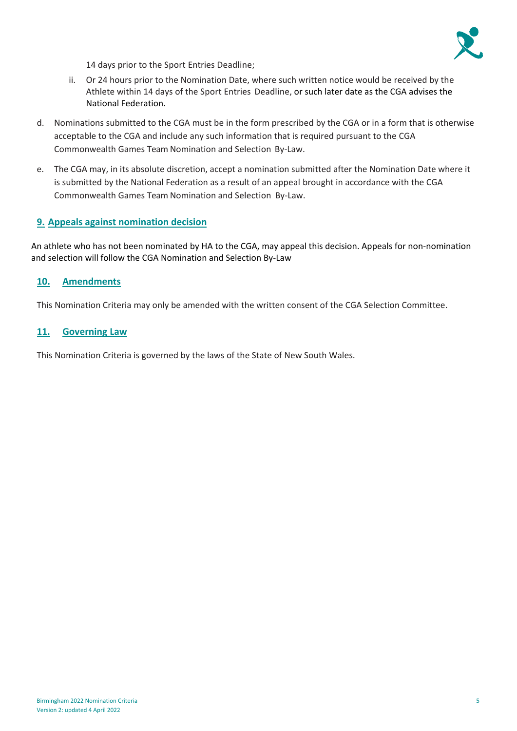14 days prior to the Sport Entries Deadline;

ii. Or 24 hours prior to the Nomination Date, where such written notice would be received by the Athlete within 14 days of the Sport Entries Deadline, or such later date as the CGA advises the National Federation.

d. Nominations submitted to the CGA must be in the form prescribed by the CGA or in a form that is otherwise acceptable to the CGA and include any such information that is required pursuant to the CGA Commonwealth Games Team Nomination and Selection By-Law.

e. The CGA may, in its absolute discretion, accept a nomination submitted after the Nomination Date where it is submitted by the National Federation as a result of an appeal brought in accordance with the CGA Commonwealth Games Team Nomination and Selection By-Law.

## 9. Appeals against nomination decision

An athlete who has not been nominated by HA to the CGA, may appeal this decision. Appeals for non-nomination and selection will follow the CGA Nomination and Selection By-Law

## 10. Amendments

This Nomination Criteria may only be amended with the written consent of the CGA Selection Committee.

## 11. Governing Law

This Nomination Criteria is governed by the laws of the State of New South Wales.